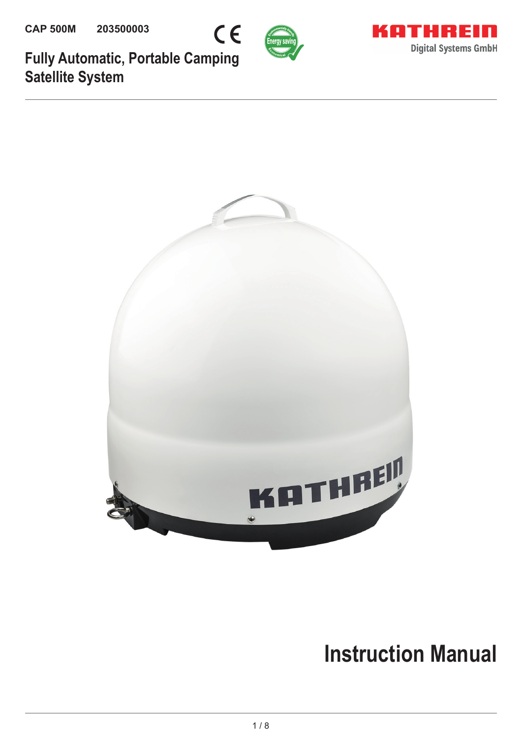**CAP 500M** **203500003**

KATHREIN
Digital Systems GmbH

# Fully Automatic, Portable Camping Satellite System

# Instruction Manual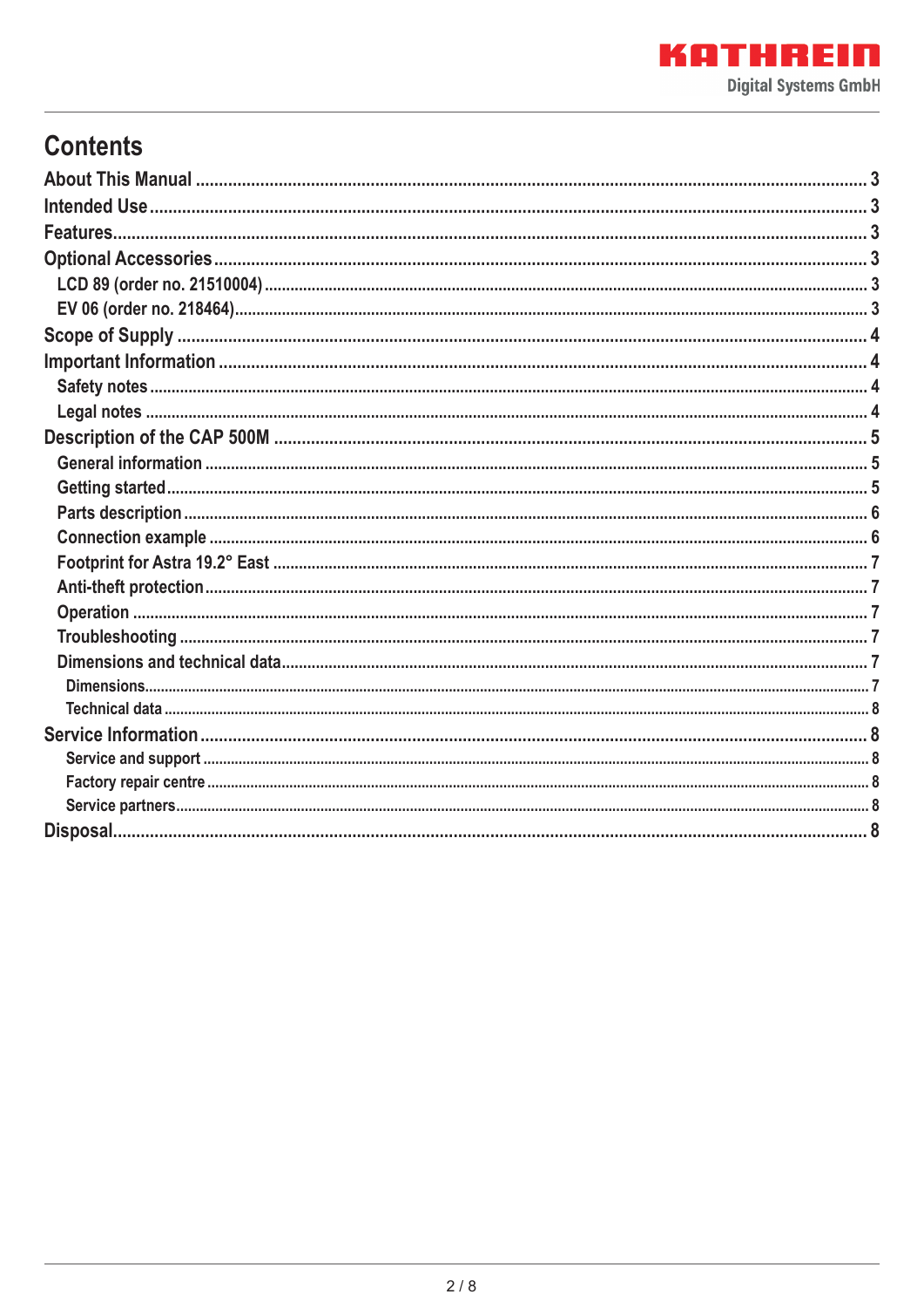# Contents

- About This Manual ........ 3
- Intended Use ........ 3
- Features ........ 3
- Optional Accessories ........ 3
  - LCD 89 (order no. 21510004) ........ 3
  - EV 06 (order no. 218464) ........ 3
- Scope of Supply ........ 4
- Important Information ........ 4
  - Safety notes ........ 4
  - Legal notes ........ 4
- Description of the CAP 500M ........ 5
  - General information ........ 5
  - Getting started ........ 5
  - Parts description ........ 6
  - Connection example ........ 6
  - Footprint for Astra 19.2° East ........ 7
  - Anti-theft protection ........ 7
  - Operation ........ 7
  - Troubleshooting ........ 7
  - Dimensions and technical data ........ 7
    - Dimensions ........ 7
    - Technical data ........ 8
- Service Information ........ 8
  - Service and support ........ 8
  - Factory repair centre ........ 8
  - Service partners ........ 8
- Disposal ........ 8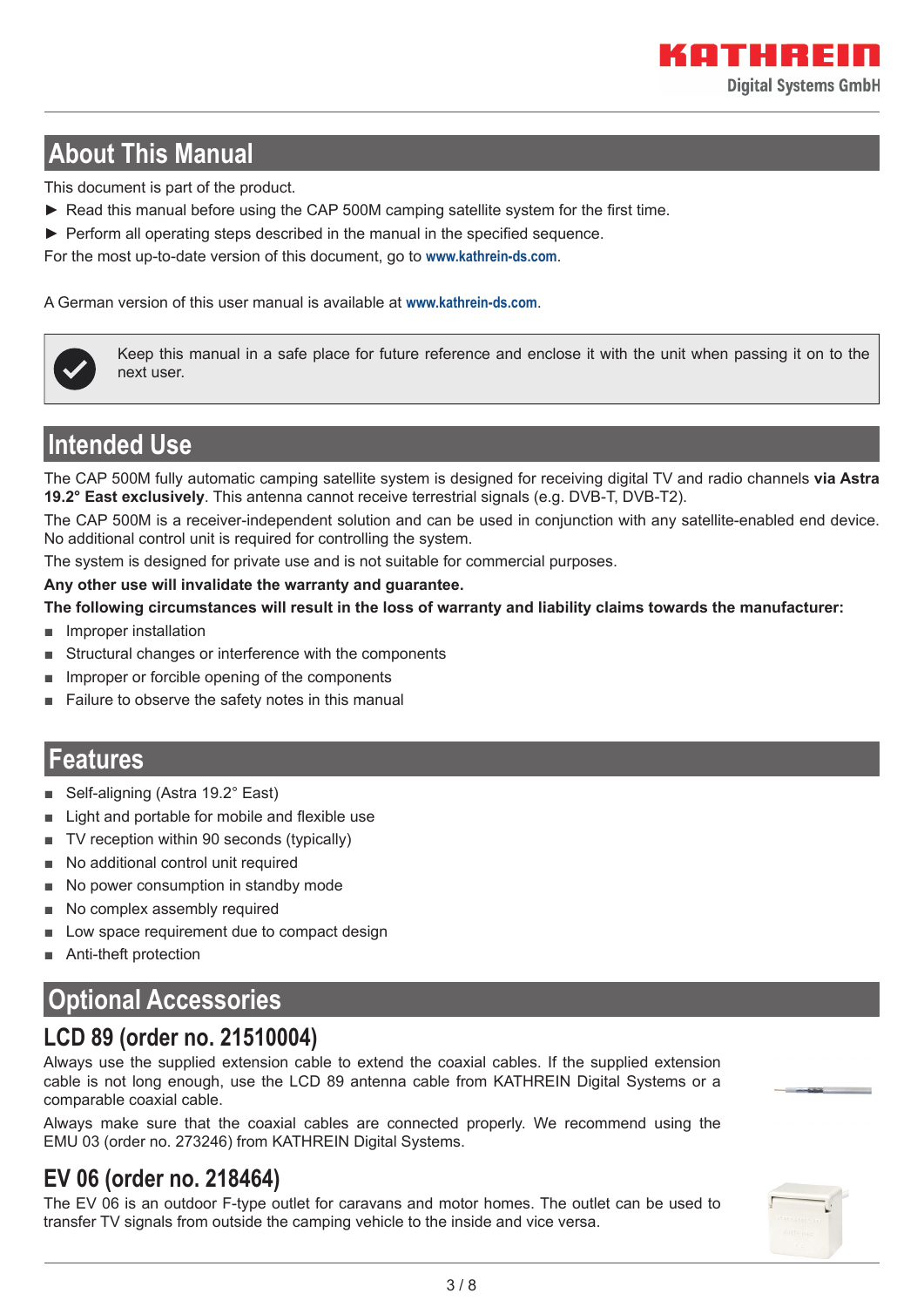# About This Manual

This document is part of the product.

► Read this manual before using the CAP 500M camping satellite system for the first time.

► Perform all operating steps described in the manual in the specified sequence.

For the most up-to-date version of this document, go to **www.kathrein-ds.com**.

A German version of this user manual is available at **www.kathrein-ds.com**.

> Keep this manual in a safe place for future reference and enclose it with the unit when passing it on to the next user.

# Intended Use

The CAP 500M fully automatic camping satellite system is designed for receiving digital TV and radio channels **via Astra 19.2° East exclusively**. This antenna cannot receive terrestrial signals (e.g. DVB-T, DVB-T2).

The CAP 500M is a receiver-independent solution and can be used in conjunction with any satellite-enabled end device. No additional control unit is required for controlling the system.

The system is designed for private use and is not suitable for commercial purposes.

**Any other use will invalidate the warranty and guarantee.**

**The following circumstances will result in the loss of warranty and liability claims towards the manufacturer:**

- Improper installation
- Structural changes or interference with the components
- Improper or forcible opening of the components
- Failure to observe the safety notes in this manual

# Features

- Self-aligning (Astra 19.2° East)
- Light and portable for mobile and flexible use
- TV reception within 90 seconds (typically)
- No additional control unit required
- No power consumption in standby mode
- No complex assembly required
- Low space requirement due to compact design
- Anti-theft protection

# Optional Accessories

## LCD 89 (order no. 21510004)

Always use the supplied extension cable to extend the coaxial cables. If the supplied extension cable is not long enough, use the LCD 89 antenna cable from KATHREIN Digital Systems or a comparable coaxial cable.

Always make sure that the coaxial cables are connected properly. We recommend using the EMU 03 (order no. 273246) from KATHREIN Digital Systems.

## EV 06 (order no. 218464)

The EV 06 is an outdoor F-type outlet for caravans and motor homes. The outlet can be used to transfer TV signals from outside the camping vehicle to the inside and vice versa.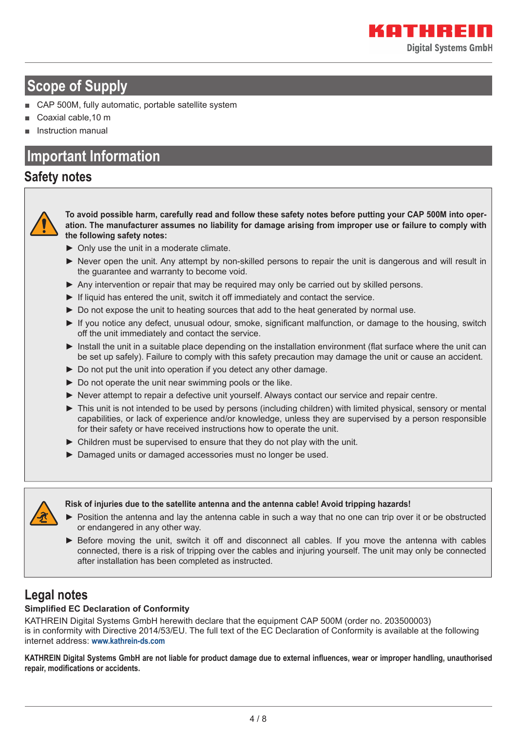## Scope of Supply

- CAP 500M, fully automatic, portable satellite system
- Coaxial cable,10 m
- Instruction manual

## Important Information

### Safety notes

**To avoid possible harm, carefully read and follow these safety notes before putting your CAP 500M into operation. The manufacturer assumes no liability for damage arising from improper use or failure to comply with the following safety notes:**

- Only use the unit in a moderate climate.
- Never open the unit. Any attempt by non-skilled persons to repair the unit is dangerous and will result in the guarantee and warranty to become void.
- Any intervention or repair that may be required may only be carried out by skilled persons.
- If liquid has entered the unit, switch it off immediately and contact the service.
- Do not expose the unit to heating sources that add to the heat generated by normal use.
- If you notice any defect, unusual odour, smoke, significant malfunction, or damage to the housing, switch off the unit immediately and contact the service.
- Install the unit in a suitable place depending on the installation environment (flat surface where the unit can be set up safely). Failure to comply with this safety precaution may damage the unit or cause an accident.
- Do not put the unit into operation if you detect any other damage.
- Do not operate the unit near swimming pools or the like.
- Never attempt to repair a defective unit yourself. Always contact our service and repair centre.
- This unit is not intended to be used by persons (including children) with limited physical, sensory or mental capabilities, or lack of experience and/or knowledge, unless they are supervised by a person responsible for their safety or have received instructions how to operate the unit.
- Children must be supervised to ensure that they do not play with the unit.
- Damaged units or damaged accessories must no longer be used.

**Risk of injuries due to the satellite antenna and the antenna cable! Avoid tripping hazards!**

- Position the antenna and lay the antenna cable in such a way that no one can trip over it or be obstructed or endangered in any other way.
- Before moving the unit, switch it off and disconnect all cables. If you move the antenna with cables connected, there is a risk of tripping over the cables and injuring yourself. The unit may only be connected after installation has been completed as instructed.

### Legal notes

**Simplified EC Declaration of Conformity**

KATHREIN Digital Systems GmbH herewith declare that the equipment CAP 500M (order no. 203500003) is in conformity with Directive 2014/53/EU. The full text of the EC Declaration of Conformity is available at the following internet address: **www.kathrein-ds.com**

**KATHREIN Digital Systems GmbH are not liable for product damage due to external influences, wear or improper handling, unauthorised repair, modifications or accidents.**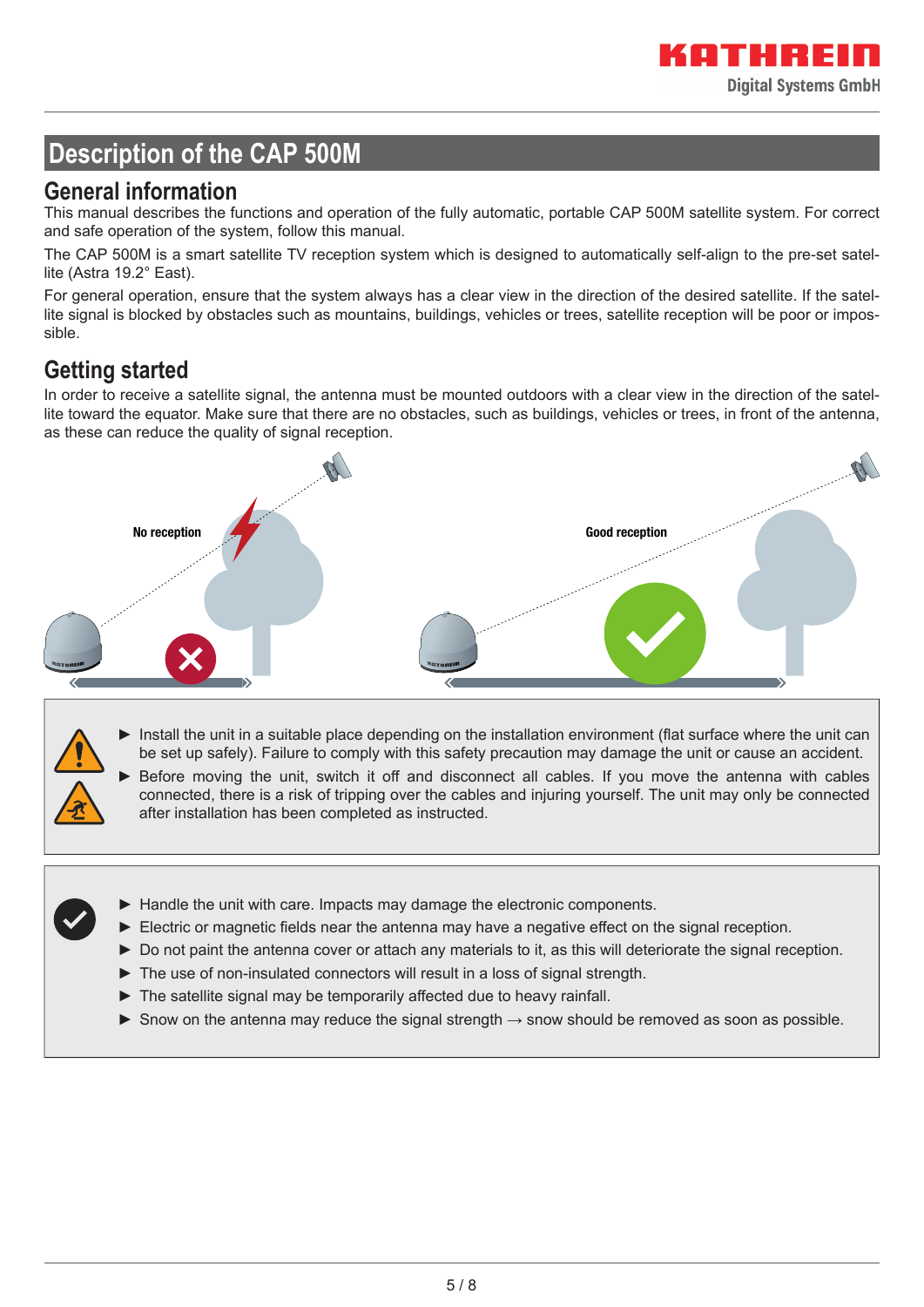# Description of the CAP 500M

## General information

This manual describes the functions and operation of the fully automatic, portable CAP 500M satellite system. For correct and safe operation of the system, follow this manual.

The CAP 500M is a smart satellite TV reception system which is designed to automatically self-align to the pre-set satellite (Astra 19.2° East).

For general operation, ensure that the system always has a clear view in the direction of the desired satellite. If the satellite signal is blocked by obstacles such as mountains, buildings, vehicles or trees, satellite reception will be poor or impossible.

## Getting started

In order to receive a satellite signal, the antenna must be mounted outdoors with a clear view in the direction of the satellite toward the equator. Make sure that there are no obstacles, such as buildings, vehicles or trees, in front of the antenna, as these can reduce the quality of signal reception.

No reception

Good reception

- ► Install the unit in a suitable place depending on the installation environment (flat surface where the unit can be set up safely). Failure to comply with this safety precaution may damage the unit or cause an accident.
- ► Before moving the unit, switch it off and disconnect all cables. If you move the antenna with cables connected, there is a risk of tripping over the cables and injuring yourself. The unit may only be connected after installation has been completed as instructed.

- ► Handle the unit with care. Impacts may damage the electronic components.
- ► Electric or magnetic fields near the antenna may have a negative effect on the signal reception.
- ► Do not paint the antenna cover or attach any materials to it, as this will deteriorate the signal reception.
- ► The use of non-insulated connectors will result in a loss of signal strength.
- ► The satellite signal may be temporarily affected due to heavy rainfall.
- ► Snow on the antenna may reduce the signal strength → snow should be removed as soon as possible.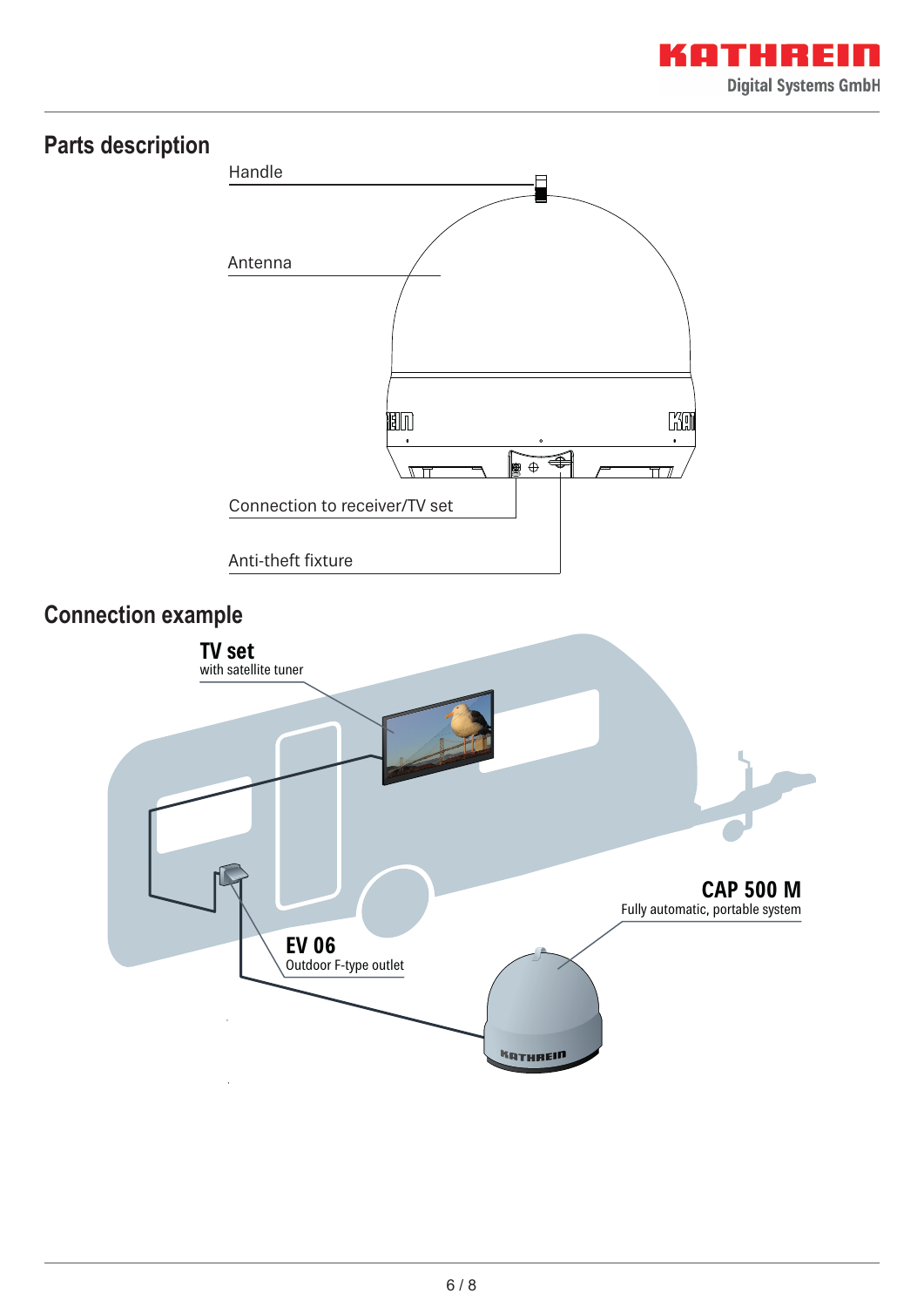## Parts description

Handle

Antenna

Connection to receiver/TV set

Anti-theft fixture

## Connection example

**TV set**
with satellite tuner

**CAP 500 M**
Fully automatic, portable system

**EV 06**
Outdoor F-type outlet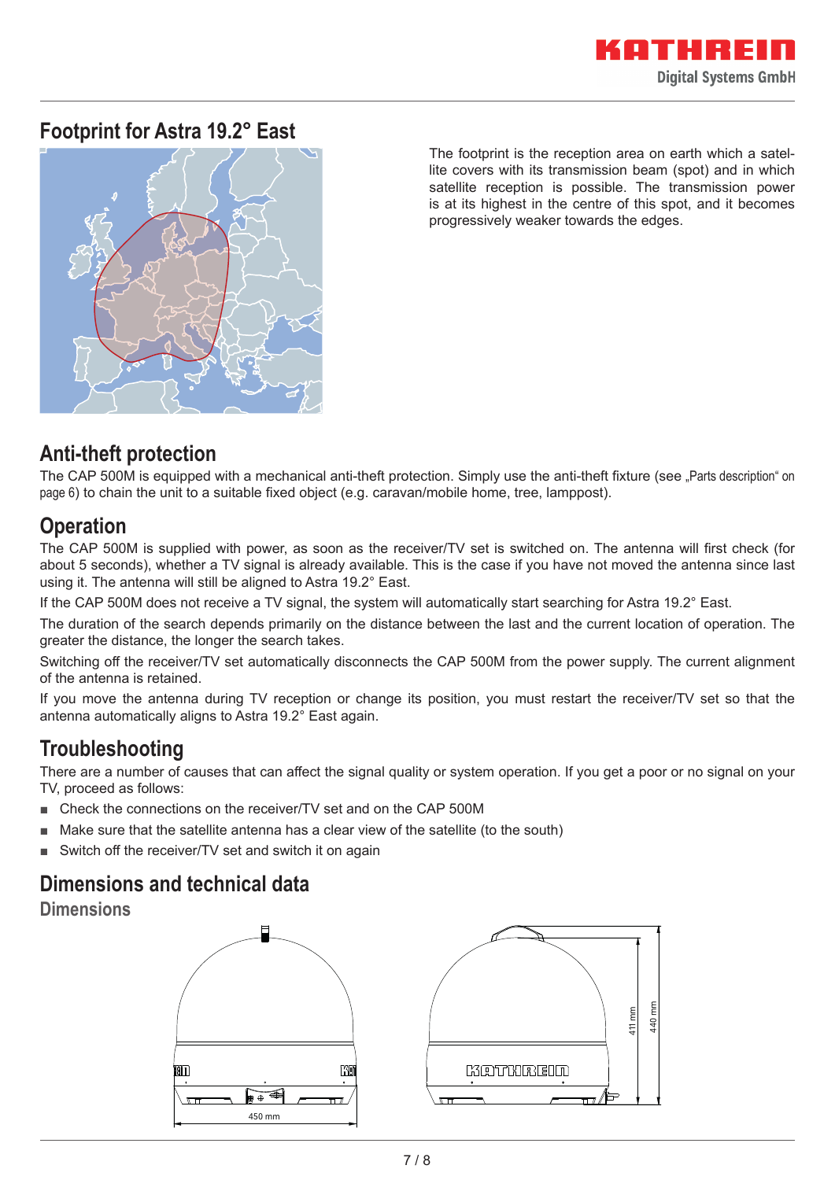## Footprint for Astra 19.2° East

The footprint is the reception area on earth which a satellite covers with its transmission beam (spot) and in which satellite reception is possible. The transmission power is at its highest in the centre of this spot, and it becomes progressively weaker towards the edges.

## Anti-theft protection

The CAP 500M is equipped with a mechanical anti-theft protection. Simply use the anti-theft fixture (see „Parts description“ on page 6) to chain the unit to a suitable fixed object (e.g. caravan/mobile home, tree, lamppost).

## Operation

The CAP 500M is supplied with power, as soon as the receiver/TV set is switched on. The antenna will first check (for about 5 seconds), whether a TV signal is already available. This is the case if you have not moved the antenna since last using it. The antenna will still be aligned to Astra 19.2° East.

If the CAP 500M does not receive a TV signal, the system will automatically start searching for Astra 19.2° East.

The duration of the search depends primarily on the distance between the last and the current location of operation. The greater the distance, the longer the search takes.

Switching off the receiver/TV set automatically disconnects the CAP 500M from the power supply. The current alignment of the antenna is retained.

If you move the antenna during TV reception or change its position, you must restart the receiver/TV set so that the antenna automatically aligns to Astra 19.2° East again.

## Troubleshooting

There are a number of causes that can affect the signal quality or system operation. If you get a poor or no signal on your TV, proceed as follows:

- Check the connections on the receiver/TV set and on the CAP 500M
- Make sure that the satellite antenna has a clear view of the satellite (to the south)
- Switch off the receiver/TV set and switch it on again

## Dimensions and technical data

### Dimensions

450 mm

411 mm

440 mm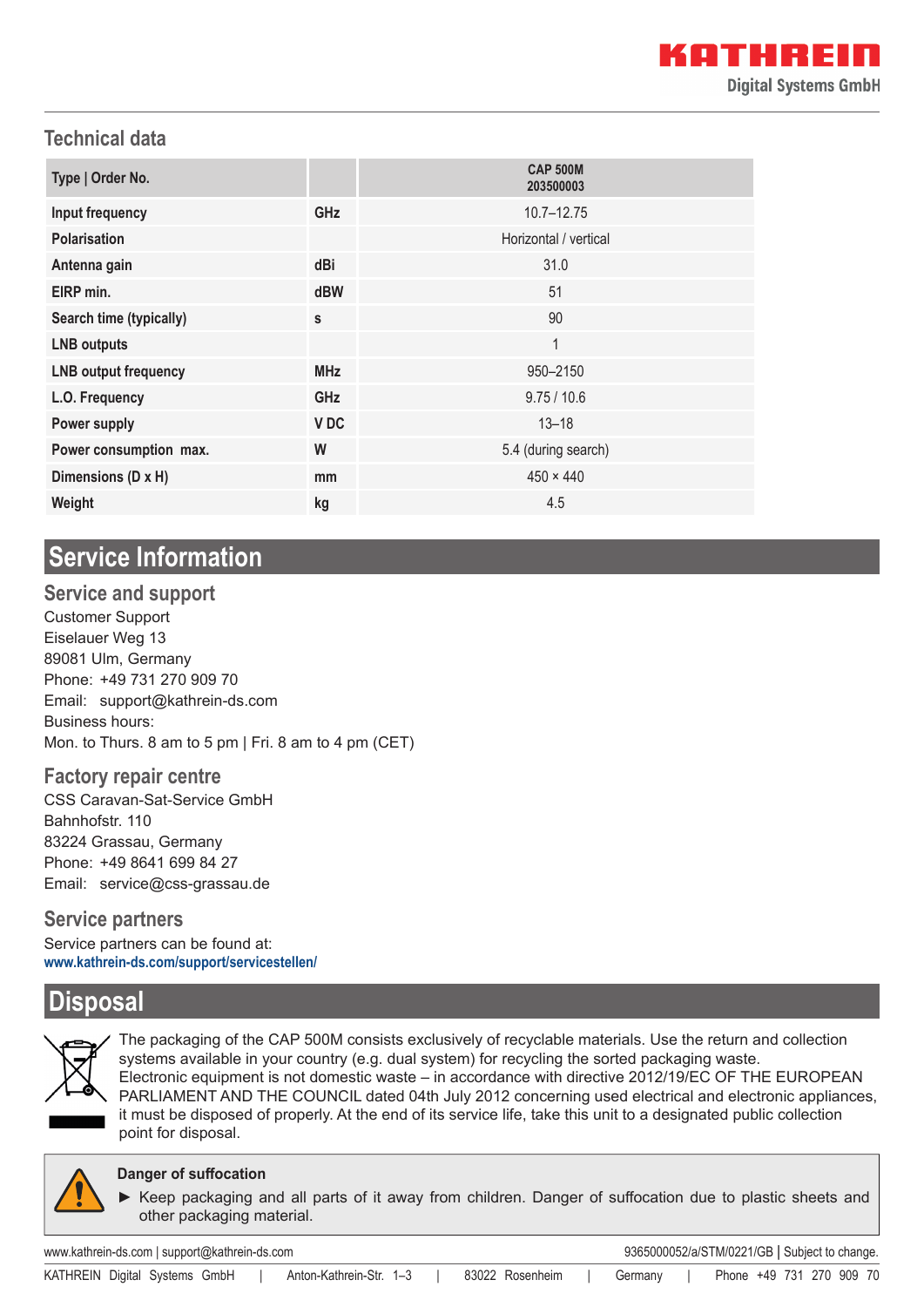## Technical data

| Type \| Order No. | | CAP 500M<br>203500003 |
|---|---|---|
| Input frequency | GHz | 10.7–12.75 |
| Polarisation | | Horizontal / vertical |
| Antenna gain | dBi | 31.0 |
| EIRP min. | dBW | 51 |
| Search time (typically) | s | 90 |
| LNB outputs | | 1 |
| LNB output frequency | MHz | 950–2150 |
| L.O. Frequency | GHz | 9.75 / 10.6 |
| Power supply | V DC | 13–18 |
| Power consumption max. | W | 5.4 (during search) |
| Dimensions (D x H) | mm | 450 × 440 |
| Weight | kg | 4.5 |

# Service Information

## Service and support

Customer Support
Eiselauer Weg 13
89081 Ulm, Germany
Phone: +49 731 270 909 70
Email: support@kathrein-ds.com
Business hours:
Mon. to Thurs. 8 am to 5 pm | Fri. 8 am to 4 pm (CET)

## Factory repair centre

CSS Caravan-Sat-Service GmbH
Bahnhofstr. 110
83224 Grassau, Germany
Phone: +49 8641 699 84 27
Email: service@css-grassau.de

## Service partners

Service partners can be found at:
**www.kathrein-ds.com/support/servicestellen/**

# Disposal

The packaging of the CAP 500M consists exclusively of recyclable materials. Use the return and collection systems available in your country (e.g. dual system) for recycling the sorted packaging waste.
Electronic equipment is not domestic waste – in accordance with directive 2012/19/EC OF THE EUROPEAN PARLIAMENT AND THE COUNCIL dated 04th July 2012 concerning used electrical and electronic appliances, it must be disposed of properly. At the end of its service life, take this unit to a designated public collection point for disposal.

**Danger of suffocation**

- Keep packaging and all parts of it away from children. Danger of suffocation due to plastic sheets and other packaging material.

www.kathrein-ds.com | support@kathrein-ds.com — 9365000052/a/STM/0221/GB | Subject to change.

KATHREIN Digital Systems GmbH | Anton-Kathrein-Str. 1–3 | 83022 Rosenheim | Germany | Phone +49 731 270 909 70